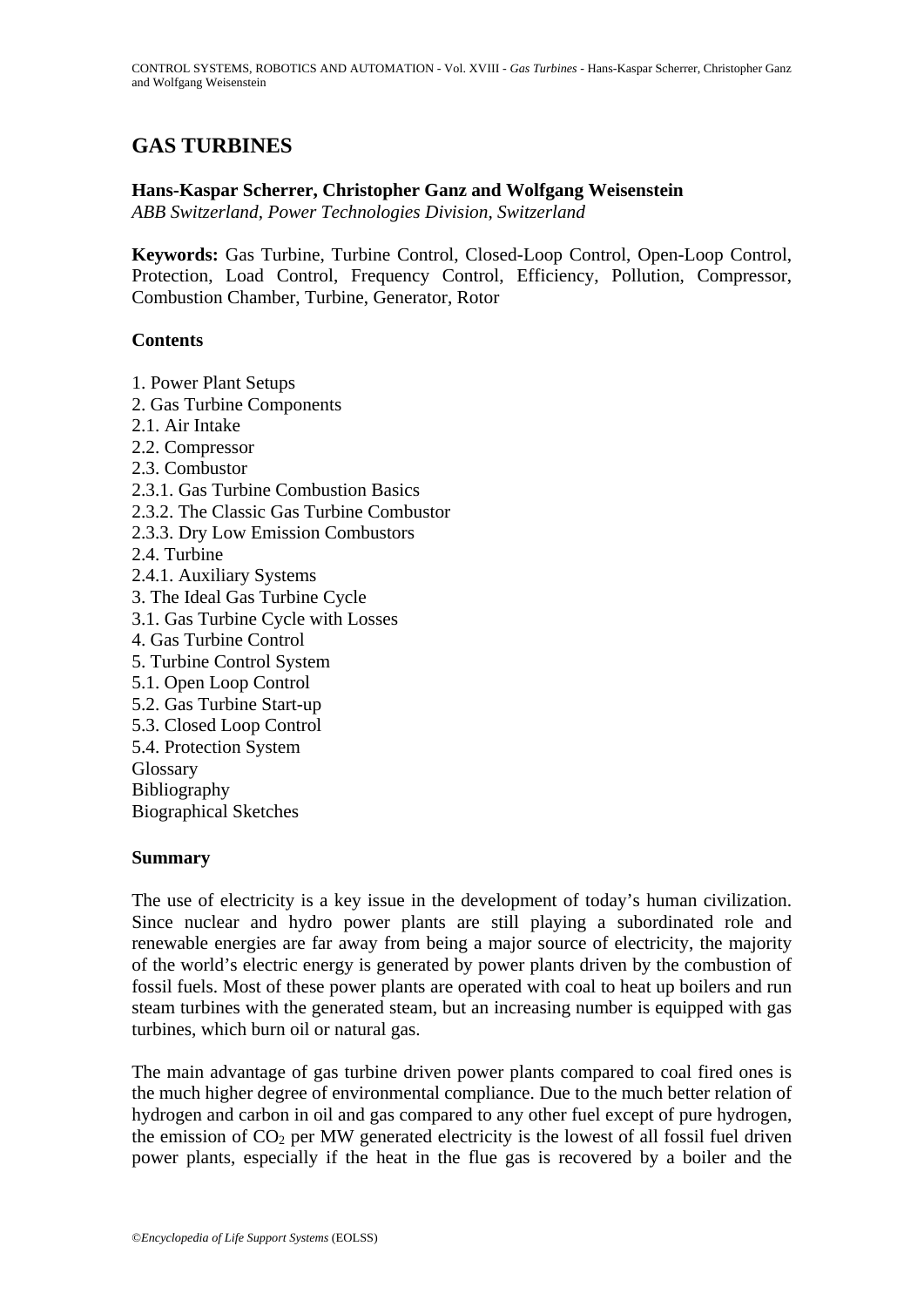# GAS TURBINES

**Hans-Kaspar Scherrer, Christopher Ganz and Wolfgang Weisenstein**

*ABB Switzerland, Power Technologies Division, Switzerland*

**Keywords:** Gas Turbine, Turbine Control, Closed-Loop Control, Open-Loop Control, Protection, Load Control, Frequency Control, Efficiency, Pollution, Compressor, Combustion Chamber, Turbine, Generator, Rotor

## Contents

1. Power Plant Setups
2. Gas Turbine Components
2.1. Air Intake
2.2. Compressor
2.3. Combustor
2.3.1. Gas Turbine Combustion Basics
2.3.2. The Classic Gas Turbine Combustor
2.3.3. Dry Low Emission Combustors
2.4. Turbine
2.4.1. Auxiliary Systems
3. The Ideal Gas Turbine Cycle
3.1. Gas Turbine Cycle with Losses
4. Gas Turbine Control
5. Turbine Control System
5.1. Open Loop Control
5.2. Gas Turbine Start-up
5.3. Closed Loop Control
5.4. Protection System

Glossary
Bibliography
Biographical Sketches

## Summary

The use of electricity is a key issue in the development of today's human civilization. Since nuclear and hydro power plants are still playing a subordinated role and renewable energies are far away from being a major source of electricity, the majority of the world's electric energy is generated by power plants driven by the combustion of fossil fuels. Most of these power plants are operated with coal to heat up boilers and run steam turbines with the generated steam, but an increasing number is equipped with gas turbines, which burn oil or natural gas.

The main advantage of gas turbine driven power plants compared to coal fired ones is the much higher degree of environmental compliance. Due to the much better relation of hydrogen and carbon in oil and gas compared to any other fuel except of pure hydrogen, the emission of $CO_2$ per MW generated electricity is the lowest of all fossil fuel driven power plants, especially if the heat in the flue gas is recovered by a boiler and the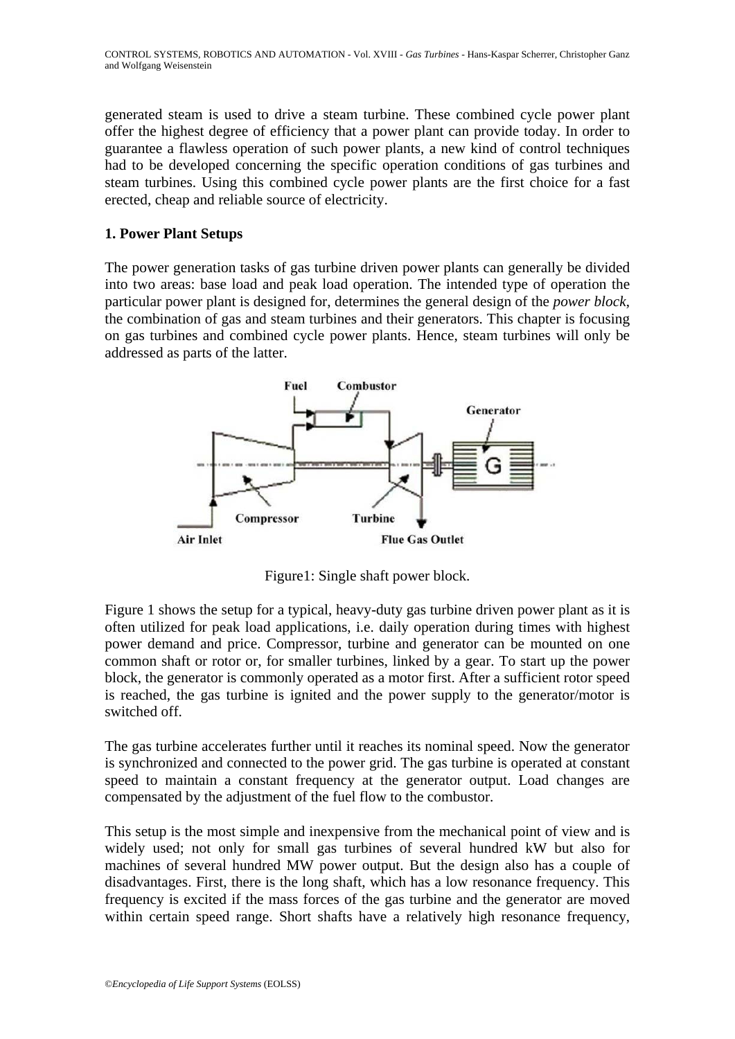generated steam is used to drive a steam turbine. These combined cycle power plant offer the highest degree of efficiency that a power plant can provide today. In order to guarantee a flawless operation of such power plants, a new kind of control techniques had to be developed concerning the specific operation conditions of gas turbines and steam turbines. Using this combined cycle power plants are the first choice for a fast erected, cheap and reliable source of electricity.

## 1. Power Plant Setups

The power generation tasks of gas turbine driven power plants can generally be divided into two areas: base load and peak load operation. The intended type of operation the particular power plant is designed for, determines the general design of the *power block*, the combination of gas and steam turbines and their generators. This chapter is focusing on gas turbines and combined cycle power plants. Hence, steam turbines will only be addressed as parts of the latter.

Figure1: Single shaft power block.

Figure 1 shows the setup for a typical, heavy-duty gas turbine driven power plant as it is often utilized for peak load applications, i.e. daily operation during times with highest power demand and price. Compressor, turbine and generator can be mounted on one common shaft or rotor or, for smaller turbines, linked by a gear. To start up the power block, the generator is commonly operated as a motor first. After a sufficient rotor speed is reached, the gas turbine is ignited and the power supply to the generator/motor is switched off.

The gas turbine accelerates further until it reaches its nominal speed. Now the generator is synchronized and connected to the power grid. The gas turbine is operated at constant speed to maintain a constant frequency at the generator output. Load changes are compensated by the adjustment of the fuel flow to the combustor.

This setup is the most simple and inexpensive from the mechanical point of view and is widely used; not only for small gas turbines of several hundred kW but also for machines of several hundred MW power output. But the design also has a couple of disadvantages. First, there is the long shaft, which has a low resonance frequency. This frequency is excited if the mass forces of the gas turbine and the generator are moved within certain speed range. Short shafts have a relatively high resonance frequency,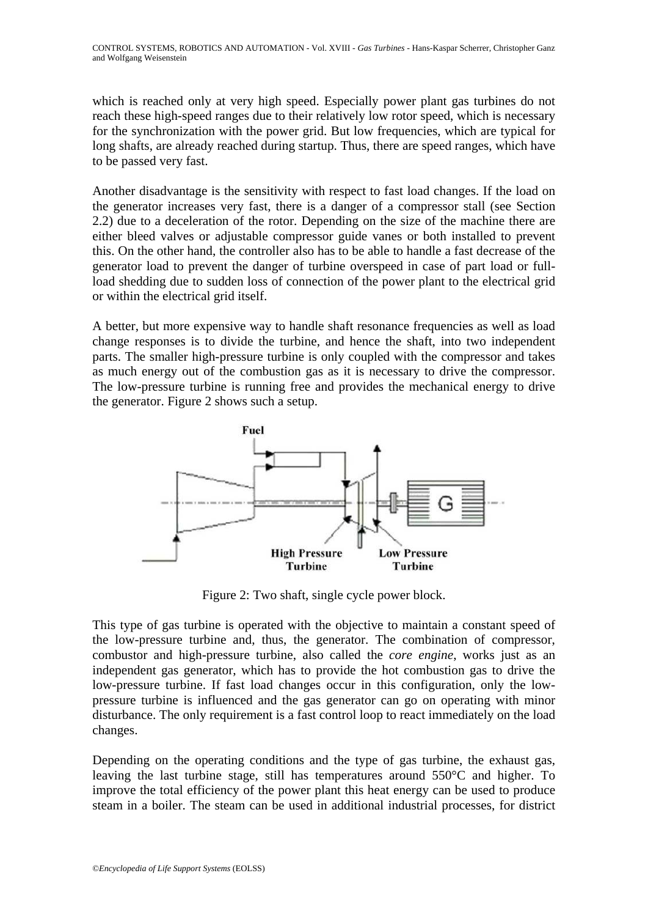which is reached only at very high speed. Especially power plant gas turbines do not reach these high-speed ranges due to their relatively low rotor speed, which is necessary for the synchronization with the power grid. But low frequencies, which are typical for long shafts, are already reached during startup. Thus, there are speed ranges, which have to be passed very fast.

Another disadvantage is the sensitivity with respect to fast load changes. If the load on the generator increases very fast, there is a danger of a compressor stall (see Section 2.2) due to a deceleration of the rotor. Depending on the size of the machine there are either bleed valves or adjustable compressor guide vanes or both installed to prevent this. On the other hand, the controller also has to be able to handle a fast decrease of the generator load to prevent the danger of turbine overspeed in case of part load or full-load shedding due to sudden loss of connection of the power plant to the electrical grid or within the electrical grid itself.

A better, but more expensive way to handle shaft resonance frequencies as well as load change responses is to divide the turbine, and hence the shaft, into two independent parts. The smaller high-pressure turbine is only coupled with the compressor and takes as much energy out of the combustion gas as it is necessary to drive the compressor. The low-pressure turbine is running free and provides the mechanical energy to drive the generator. Figure 2 shows such a setup.

Figure 2: Two shaft, single cycle power block.

This type of gas turbine is operated with the objective to maintain a constant speed of the low-pressure turbine and, thus, the generator. The combination of compressor, combustor and high-pressure turbine, also called the *core engine*, works just as an independent gas generator, which has to provide the hot combustion gas to drive the low-pressure turbine. If fast load changes occur in this configuration, only the low-pressure turbine is influenced and the gas generator can go on operating with minor disturbance. The only requirement is a fast control loop to react immediately on the load changes.

Depending on the operating conditions and the type of gas turbine, the exhaust gas, leaving the last turbine stage, still has temperatures around 550°C and higher. To improve the total efficiency of the power plant this heat energy can be used to produce steam in a boiler. The steam can be used in additional industrial processes, for district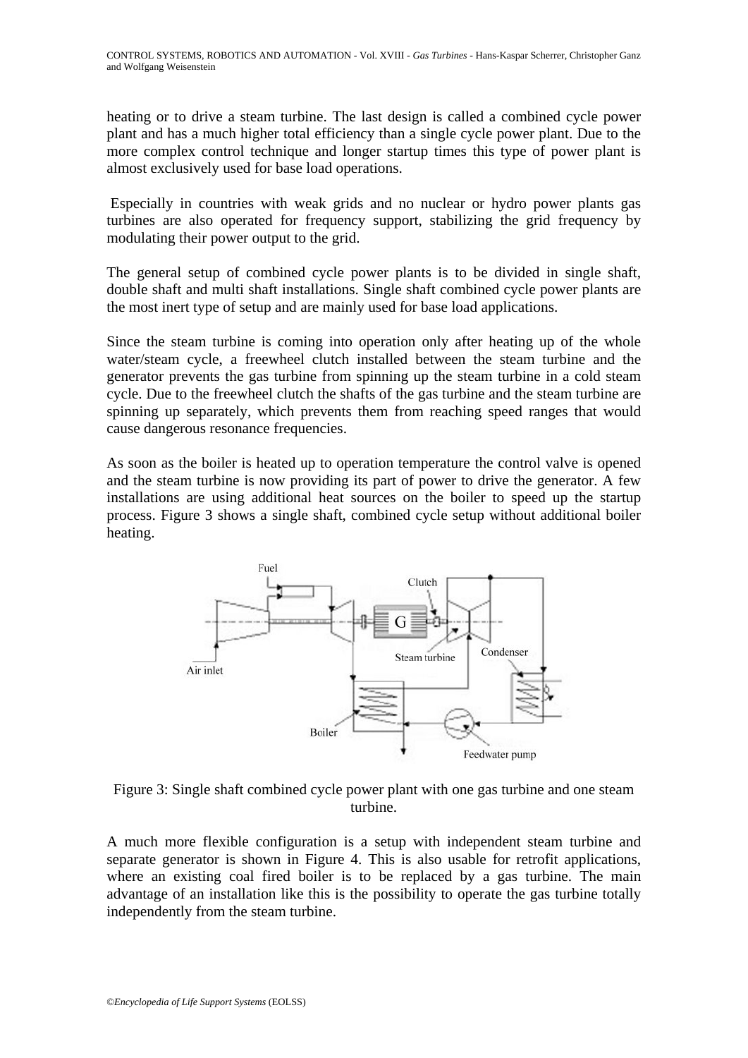heating or to drive a steam turbine. The last design is called a combined cycle power plant and has a much higher total efficiency than a single cycle power plant. Due to the more complex control technique and longer startup times this type of power plant is almost exclusively used for base load operations.

Especially in countries with weak grids and no nuclear or hydro power plants gas turbines are also operated for frequency support, stabilizing the grid frequency by modulating their power output to the grid.

The general setup of combined cycle power plants is to be divided in single shaft, double shaft and multi shaft installations. Single shaft combined cycle power plants are the most inert type of setup and are mainly used for base load applications.

Since the steam turbine is coming into operation only after heating up of the whole water/steam cycle, a freewheel clutch installed between the steam turbine and the generator prevents the gas turbine from spinning up the steam turbine in a cold steam cycle. Due to the freewheel clutch the shafts of the gas turbine and the steam turbine are spinning up separately, which prevents them from reaching speed ranges that would cause dangerous resonance frequencies.

As soon as the boiler is heated up to operation temperature the control valve is opened and the steam turbine is now providing its part of power to drive the generator. A few installations are using additional heat sources on the boiler to speed up the startup process. Figure 3 shows a single shaft, combined cycle setup without additional boiler heating.

Figure 3: Single shaft combined cycle power plant with one gas turbine and one steam turbine.

A much more flexible configuration is a setup with independent steam turbine and separate generator is shown in Figure 4. This is also usable for retrofit applications, where an existing coal fired boiler is to be replaced by a gas turbine. The main advantage of an installation like this is the possibility to operate the gas turbine totally independently from the steam turbine.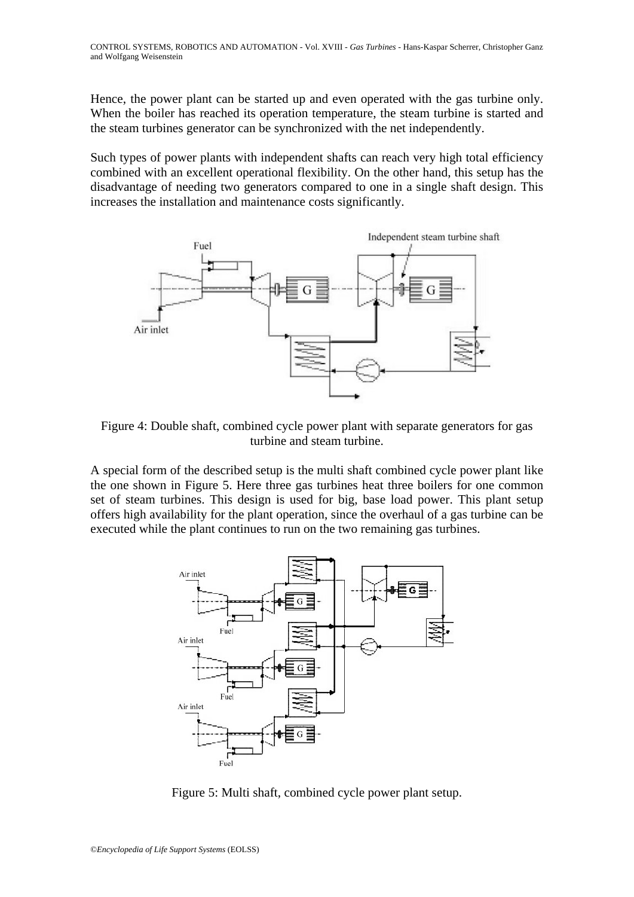Hence, the power plant can be started up and even operated with the gas turbine only. When the boiler has reached its operation temperature, the steam turbine is started and the steam turbines generator can be synchronized with the net independently.

Such types of power plants with independent shafts can reach very high total efficiency combined with an excellent operational flexibility. On the other hand, this setup has the disadvantage of needing two generators compared to one in a single shaft design. This increases the installation and maintenance costs significantly.

Figure 4: Double shaft, combined cycle power plant with separate generators for gas turbine and steam turbine.

A special form of the described setup is the multi shaft combined cycle power plant like the one shown in Figure 5. Here three gas turbines heat three boilers for one common set of steam turbines. This design is used for big, base load power. This plant setup offers high availability for the plant operation, since the overhaul of a gas turbine can be executed while the plant continues to run on the two remaining gas turbines.

Figure 5: Multi shaft, combined cycle power plant setup.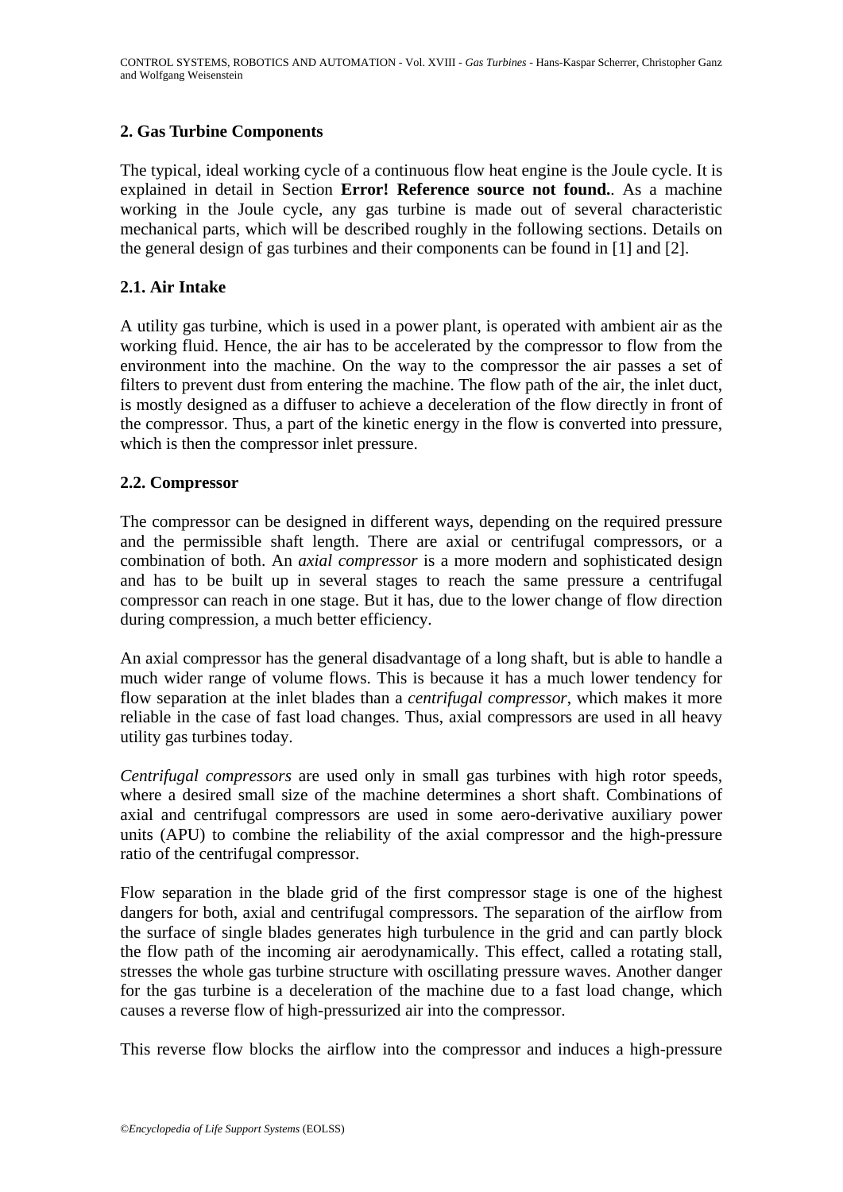## 2. Gas Turbine Components

The typical, ideal working cycle of a continuous flow heat engine is the Joule cycle. It is explained in detail in Section **Error! Reference source not found.**. As a machine working in the Joule cycle, any gas turbine is made out of several characteristic mechanical parts, which will be described roughly in the following sections. Details on the general design of gas turbines and their components can be found in [1] and [2].

### 2.1. Air Intake

A utility gas turbine, which is used in a power plant, is operated with ambient air as the working fluid. Hence, the air has to be accelerated by the compressor to flow from the environment into the machine. On the way to the compressor the air passes a set of filters to prevent dust from entering the machine. The flow path of the air, the inlet duct, is mostly designed as a diffuser to achieve a deceleration of the flow directly in front of the compressor. Thus, a part of the kinetic energy in the flow is converted into pressure, which is then the compressor inlet pressure.

### 2.2. Compressor

The compressor can be designed in different ways, depending on the required pressure and the permissible shaft length. There are axial or centrifugal compressors, or a combination of both. An *axial compressor* is a more modern and sophisticated design and has to be built up in several stages to reach the same pressure a centrifugal compressor can reach in one stage. But it has, due to the lower change of flow direction during compression, a much better efficiency.

An axial compressor has the general disadvantage of a long shaft, but is able to handle a much wider range of volume flows. This is because it has a much lower tendency for flow separation at the inlet blades than a *centrifugal compressor*, which makes it more reliable in the case of fast load changes. Thus, axial compressors are used in all heavy utility gas turbines today.

*Centrifugal compressors* are used only in small gas turbines with high rotor speeds, where a desired small size of the machine determines a short shaft. Combinations of axial and centrifugal compressors are used in some aero-derivative auxiliary power units (APU) to combine the reliability of the axial compressor and the high-pressure ratio of the centrifugal compressor.

Flow separation in the blade grid of the first compressor stage is one of the highest dangers for both, axial and centrifugal compressors. The separation of the airflow from the surface of single blades generates high turbulence in the grid and can partly block the flow path of the incoming air aerodynamically. This effect, called a rotating stall, stresses the whole gas turbine structure with oscillating pressure waves. Another danger for the gas turbine is a deceleration of the machine due to a fast load change, which causes a reverse flow of high-pressurized air into the compressor.

This reverse flow blocks the airflow into the compressor and induces a high-pressure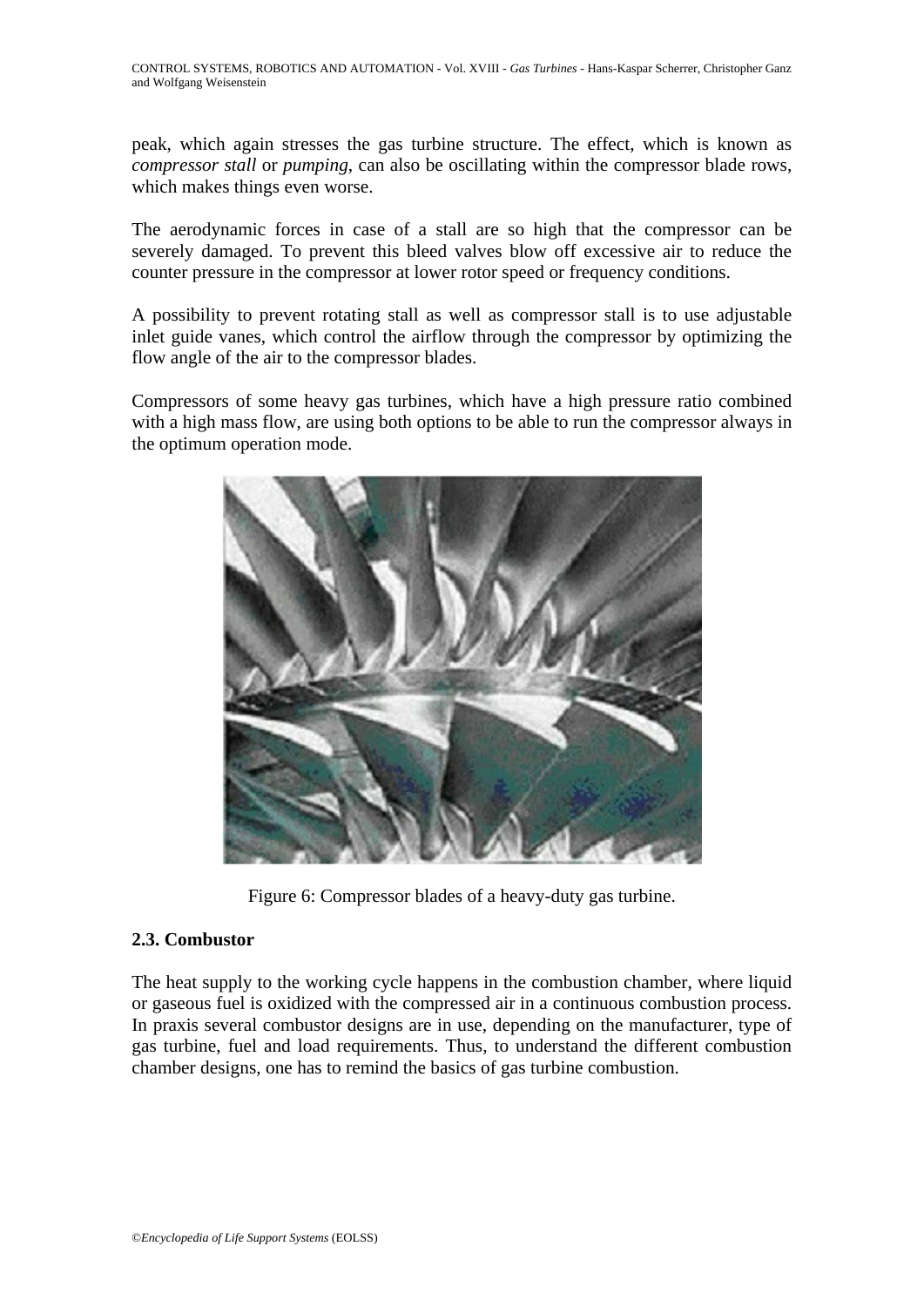peak, which again stresses the gas turbine structure. The effect, which is known as *compressor stall* or *pumping*, can also be oscillating within the compressor blade rows, which makes things even worse.

The aerodynamic forces in case of a stall are so high that the compressor can be severely damaged. To prevent this bleed valves blow off excessive air to reduce the counter pressure in the compressor at lower rotor speed or frequency conditions.

A possibility to prevent rotating stall as well as compressor stall is to use adjustable inlet guide vanes, which control the airflow through the compressor by optimizing the flow angle of the air to the compressor blades.

Compressors of some heavy gas turbines, which have a high pressure ratio combined with a high mass flow, are using both options to be able to run the compressor always in the optimum operation mode.

Figure 6: Compressor blades of a heavy-duty gas turbine.

### 2.3. Combustor

The heat supply to the working cycle happens in the combustion chamber, where liquid or gaseous fuel is oxidized with the compressed air in a continuous combustion process. In praxis several combustor designs are in use, depending on the manufacturer, type of gas turbine, fuel and load requirements. Thus, to understand the different combustion chamber designs, one has to remind the basics of gas turbine combustion.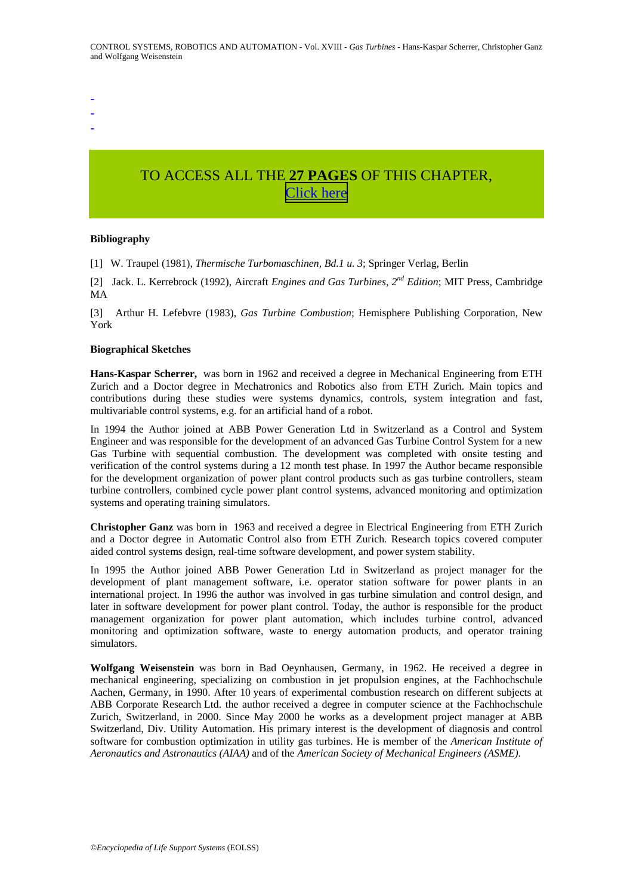TO ACCESS ALL THE **27 PAGES** OF THIS CHAPTER,
[Click here]

**Bibliography**

[1] W. Traupel (1981), *Thermische Turbomaschinen, Bd.1 u. 3*; Springer Verlag, Berlin

[2] Jack. L. Kerrebrock (1992), Aircraft *Engines and Gas Turbines, 2nd Edition*; MIT Press, Cambridge MA

[3] Arthur H. Lefebvre (1983), *Gas Turbine Combustion*; Hemisphere Publishing Corporation, New York

**Biographical Sketches**

**Hans-Kaspar Scherrer,** was born in 1962 and received a degree in Mechanical Engineering from ETH Zurich and a Doctor degree in Mechatronics and Robotics also from ETH Zurich. Main topics and contributions during these studies were systems dynamics, controls, system integration and fast, multivariable control systems, e.g. for an artificial hand of a robot.

In 1994 the Author joined at ABB Power Generation Ltd in Switzerland as a Control and System Engineer and was responsible for the development of an advanced Gas Turbine Control System for a new Gas Turbine with sequential combustion. The development was completed with onsite testing and verification of the control systems during a 12 month test phase. In 1997 the Author became responsible for the development organization of power plant control products such as gas turbine controllers, steam turbine controllers, combined cycle power plant control systems, advanced monitoring and optimization systems and operating training simulators.

**Christopher Ganz** was born in 1963 and received a degree in Electrical Engineering from ETH Zurich and a Doctor degree in Automatic Control also from ETH Zurich. Research topics covered computer aided control systems design, real-time software development, and power system stability.

In 1995 the Author joined ABB Power Generation Ltd in Switzerland as project manager for the development of plant management software, i.e. operator station software for power plants in an international project. In 1996 the author was involved in gas turbine simulation and control design, and later in software development for power plant control. Today, the author is responsible for the product management organization for power plant automation, which includes turbine control, advanced monitoring and optimization software, waste to energy automation products, and operator training simulators.

**Wolfgang Weisenstein** was born in Bad Oeynhausen, Germany, in 1962. He received a degree in mechanical engineering, specializing on combustion in jet propulsion engines, at the Fachhochschule Aachen, Germany, in 1990. After 10 years of experimental combustion research on different subjects at ABB Corporate Research Ltd. the author received a degree in computer science at the Fachhochschule Zurich, Switzerland, in 2000. Since May 2000 he works as a development project manager at ABB Switzerland, Div. Utility Automation. His primary interest is the development of diagnosis and control software for combustion optimization in utility gas turbines. He is member of the *American Institute of Aeronautics and Astronautics (AIAA)* and of the *American Society of Mechanical Engineers (ASME)*.